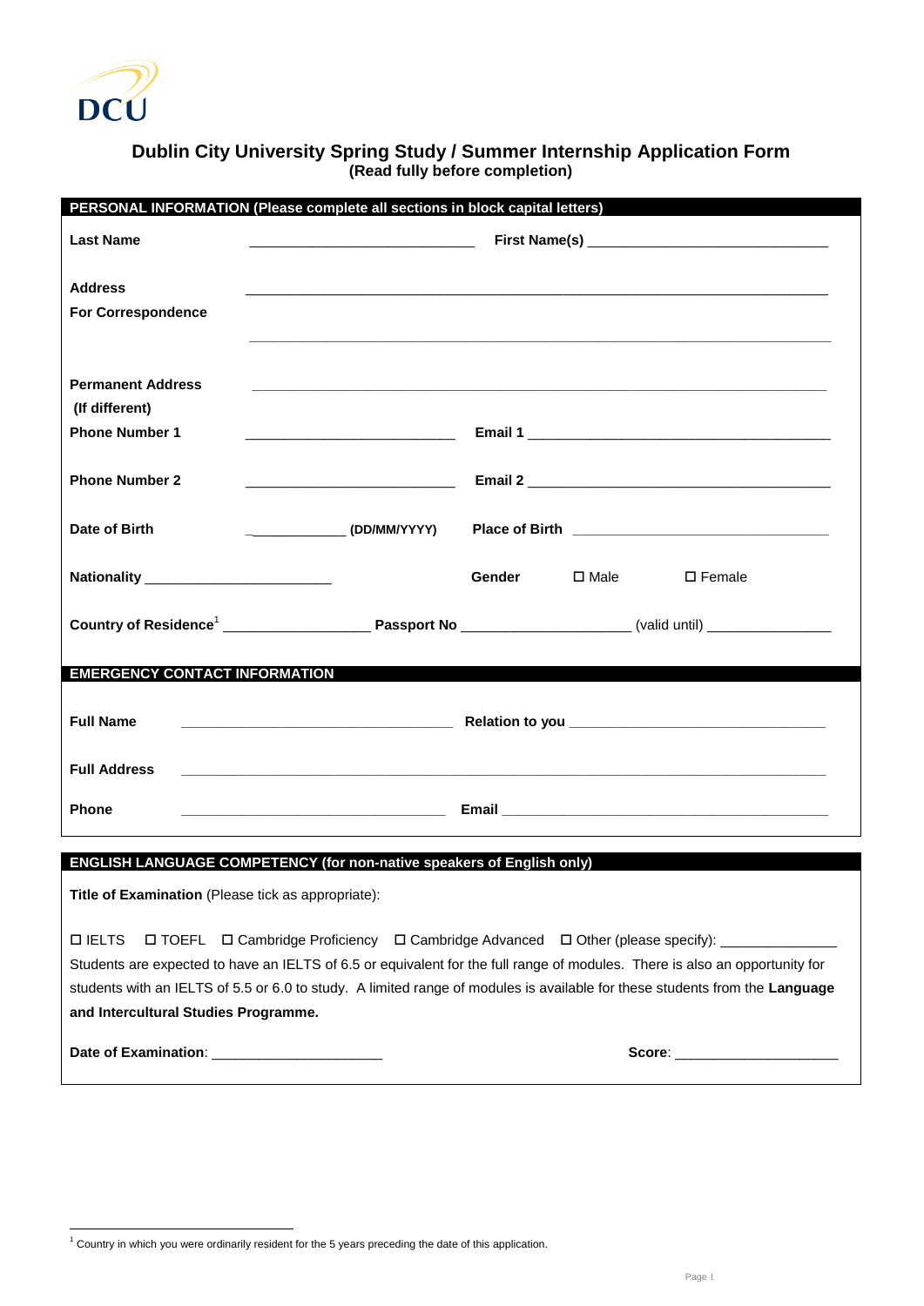DCU

# Dublin City University Spring Study / Summer Internship Application Form

**(Read fully before completion)**

## PERSONAL INFORMATION (Please complete all sections in block capital letters)

**Last Name** ______________________________ **First Name(s)** ________________________________

**Address**
**For Correspondence** ______________________________________________________________________________

______________________________________________________________________________

**Permanent Address**
**(If different)** ______________________________________________________________________________

**Phone Number 1** ___________________________ **Email 1** ________________________________________

**Phone Number 2** ___________________________ **Email 2** ________________________________________

**Date of Birth** _____________ **(DD/MM/YYYY)** **Place of Birth** __________________________________

**Nationality** ________________________ **Gender** ☐ Male ☐ Female

**Country of Residence**[1] ___________________ **Passport No** ______________________ (valid until) ________________

## EMERGENCY CONTACT INFORMATION

**Full Name** ___________________________________ **Relation to you** __________________________________

**Full Address** ______________________________________________________________________________

**Phone** ___________________________________ **Email** ___________________________________________

## ENGLISH LANGUAGE COMPETENCY (for non-native speakers of English only)

**Title of Examination** (Please tick as appropriate):

☐ IELTS ☐ TOEFL ☐ Cambridge Proficiency ☐ Cambridge Advanced ☐ Other (please specify): _______________

Students are expected to have an IELTS of 6.5 or equivalent for the full range of modules. There is also an opportunity for students with an IELTS of 5.5 or 6.0 to study. A limited range of modules is available for these students from the **Language and Intercultural Studies Programme.**

**Date of Examination**: ______________________ **Score**: _____________________

---

[1] Country in which you were ordinarily resident for the 5 years preceding the date of this application.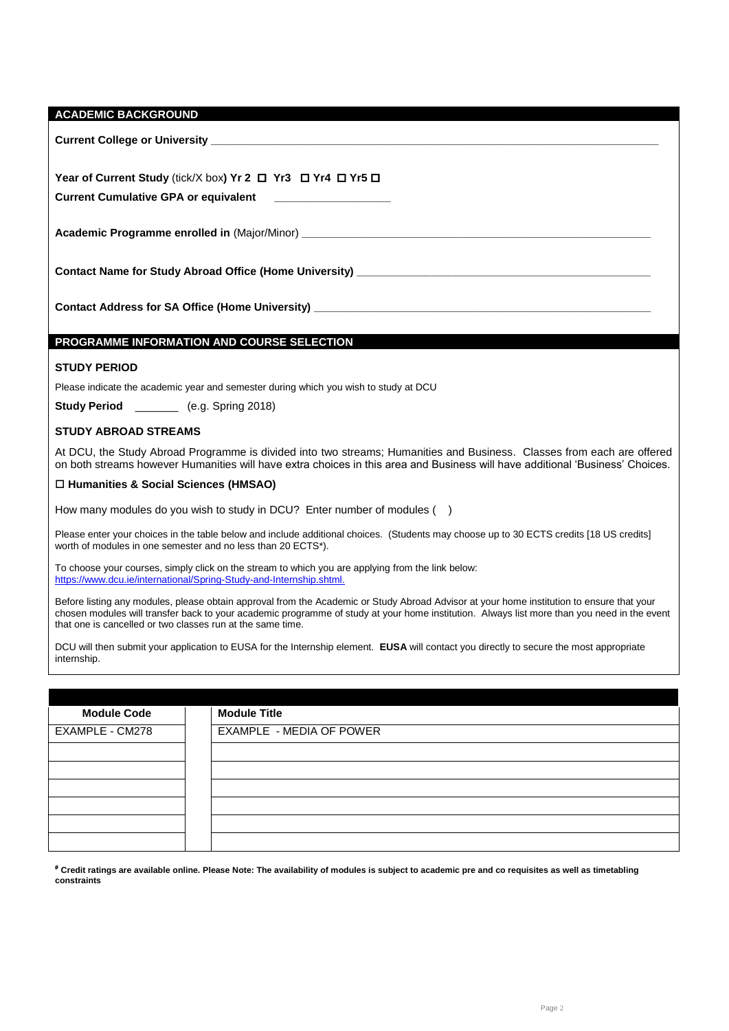## ACADEMIC BACKGROUND

**Current College or University** ____________________________________________

**Year of Current Study** (tick/X box**) Yr 2 ☐ Yr3 ☐ Yr4 ☐ Yr5 ☐**

**Current Cumulative GPA or equivalent** ____________________

**Academic Programme enrolled in** (Major/Minor) ____________________________________________

**Contact Name for Study Abroad Office (Home University)** ____________________________________________

**Contact Address for SA Office (Home University)** ____________________________________________

## PROGRAMME INFORMATION AND COURSE SELECTION

### STUDY PERIOD

Please indicate the academic year and semester during which you wish to study at DCU

**Study Period** _______ (e.g. Spring 2018)

### STUDY ABROAD STREAMS

At DCU, the Study Abroad Programme is divided into two streams; Humanities and Business. Classes from each are offered on both streams however Humanities will have extra choices in this area and Business will have additional 'Business' Choices.

☐ **Humanities & Social Sciences (HMSAO)**

How many modules do you wish to study in DCU? Enter number of modules ( )

Please enter your choices in the table below and include additional choices. (Students may choose up to 30 ECTS credits [18 US credits] worth of modules in one semester and no less than 20 ECTS*).

To choose your courses, simply click on the stream to which you are applying from the link below:
https://www.dcu.ie/international/Spring-Study-and-Internship.shtml.

Before listing any modules, please obtain approval from the Academic or Study Abroad Advisor at your home institution to ensure that your chosen modules will transfer back to your academic programme of study at your home institution. Always list more than you need in the event that one is cancelled or two classes run at the same time.

DCU will then submit your application to EUSA for the Internship element. **EUSA** will contact you directly to secure the most appropriate internship.

| Module Code | | Module Title |
|---|---|---|
| EXAMPLE - CM278 | | EXAMPLE - MEDIA OF POWER |
| | | |
| | | |
| | | |
| | | |
| | | |
| | | |

**# Credit ratings are available online. Please Note: The availability of modules is subject to academic pre and co requisites as well as timetabling constraints**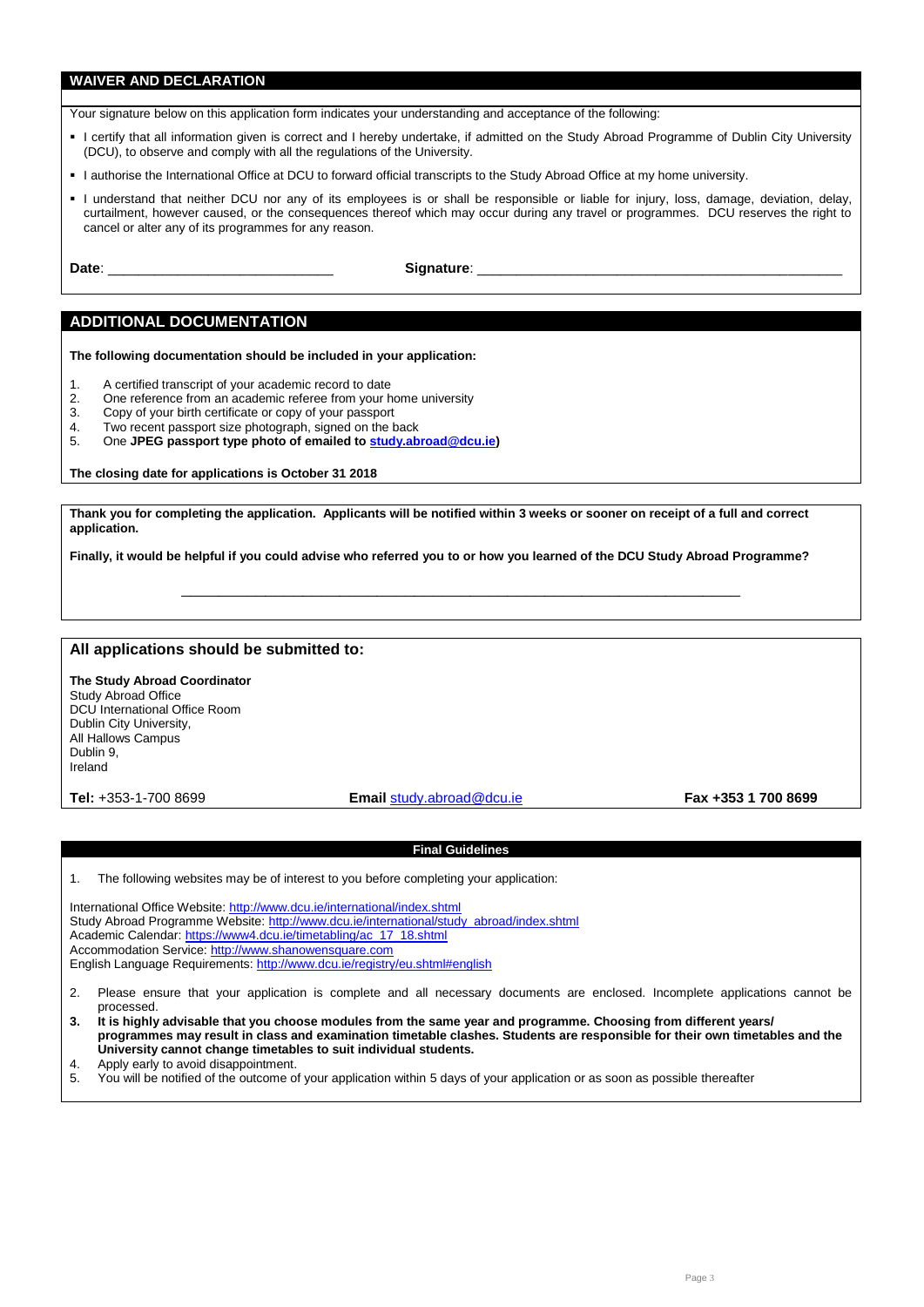## WAIVER AND DECLARATION

Your signature below on this application form indicates your understanding and acceptance of the following:

- I certify that all information given is correct and I hereby undertake, if admitted on the Study Abroad Programme of Dublin City University (DCU), to observe and comply with all the regulations of the University.
- I authorise the International Office at DCU to forward official transcripts to the Study Abroad Office at my home university.
- I understand that neither DCU nor any of its employees is or shall be responsible or liable for injury, loss, damage, deviation, delay, curtailment, however caused, or the consequences thereof which may occur during any travel or programmes. DCU reserves the right to cancel or alter any of its programmes for any reason.

**Date**: ____________________________ **Signature**: ______________________________________________

## ADDITIONAL DOCUMENTATION

**The following documentation should be included in your application:**

1. A certified transcript of your academic record to date
2. One reference from an academic referee from your home university
3. Copy of your birth certificate or copy of your passport
4. Two recent passport size photograph, signed on the back
5. One **JPEG passport type photo of emailed to study.abroad@dcu.ie)**

**The closing date for applications is October 31 2018**

**Thank you for completing the application. Applicants will be notified within 3 weeks or sooner on receipt of a full and correct application.**

**Finally, it would be helpful if you could advise who referred you to or how you learned of the DCU Study Abroad Programme?**

______________________________________________________________________________

## All applications should be submitted to:

**The Study Abroad Coordinator**
Study Abroad Office
DCU International Office Room
Dublin City University,
All Hallows Campus
Dublin 9,
Ireland

**Tel:** +353-1-700 8699 **Email** study.abroad@dcu.ie **Fax +353 1 700 8699**

## Final Guidelines

1. The following websites may be of interest to you before completing your application:

International Office Website: http://www.dcu.ie/international/index.shtml
Study Abroad Programme Website: http://www.dcu.ie/international/study_abroad/index.shtml
Academic Calendar: https://www4.dcu.ie/timetabling/ac_17_18.shtml
Accommodation Service: http://www.shanowensquare.com
English Language Requirements: http://www.dcu.ie/registry/eu.shtml#english

2. Please ensure that your application is complete and all necessary documents are enclosed. Incomplete applications cannot be processed.
3. **It is highly advisable that you choose modules from the same year and programme. Choosing from different years/ programmes may result in class and examination timetable clashes. Students are responsible for their own timetables and the University cannot change timetables to suit individual students.**
4. Apply early to avoid disappointment.
5. You will be notified of the outcome of your application within 5 days of your application or as soon as possible thereafter